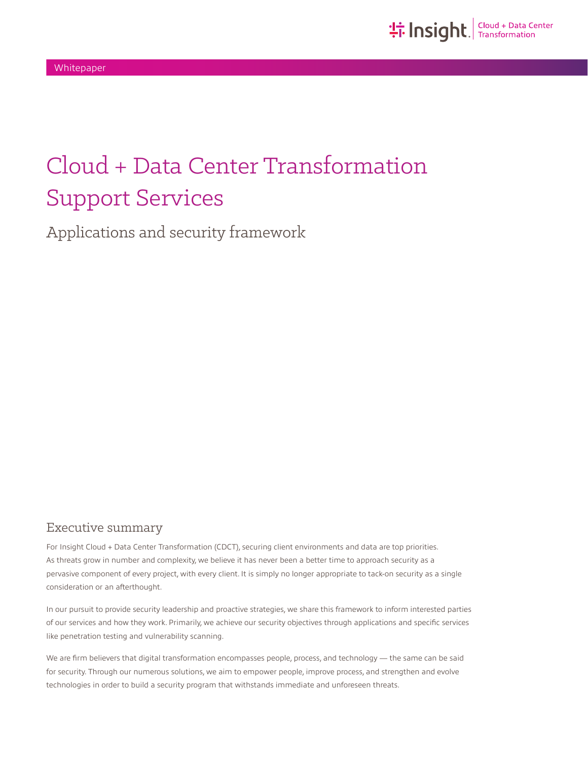Whitepaper

# Cloud + Data Center Transformation Support Services

## Applications and security framework

## Executive summary

For Insight Cloud + Data Center Transformation (CDCT), securing client environments and data are top priorities. As threats grow in number and complexity, we believe it has never been a better time to approach security as a pervasive component of every project, with every client. It is simply no longer appropriate to tack-on security as a single consideration or an afterthought.

In our pursuit to provide security leadership and proactive strategies, we share this framework to inform interested parties of our services and how they work. Primarily, we achieve our security objectives through applications and specific services like penetration testing and vulnerability scanning.

We are firm believers that digital transformation encompasses people, process, and technology — the same can be said for security. Through our numerous solutions, we aim to empower people, improve process, and strengthen and evolve technologies in order to build a security program that withstands immediate and unforeseen threats.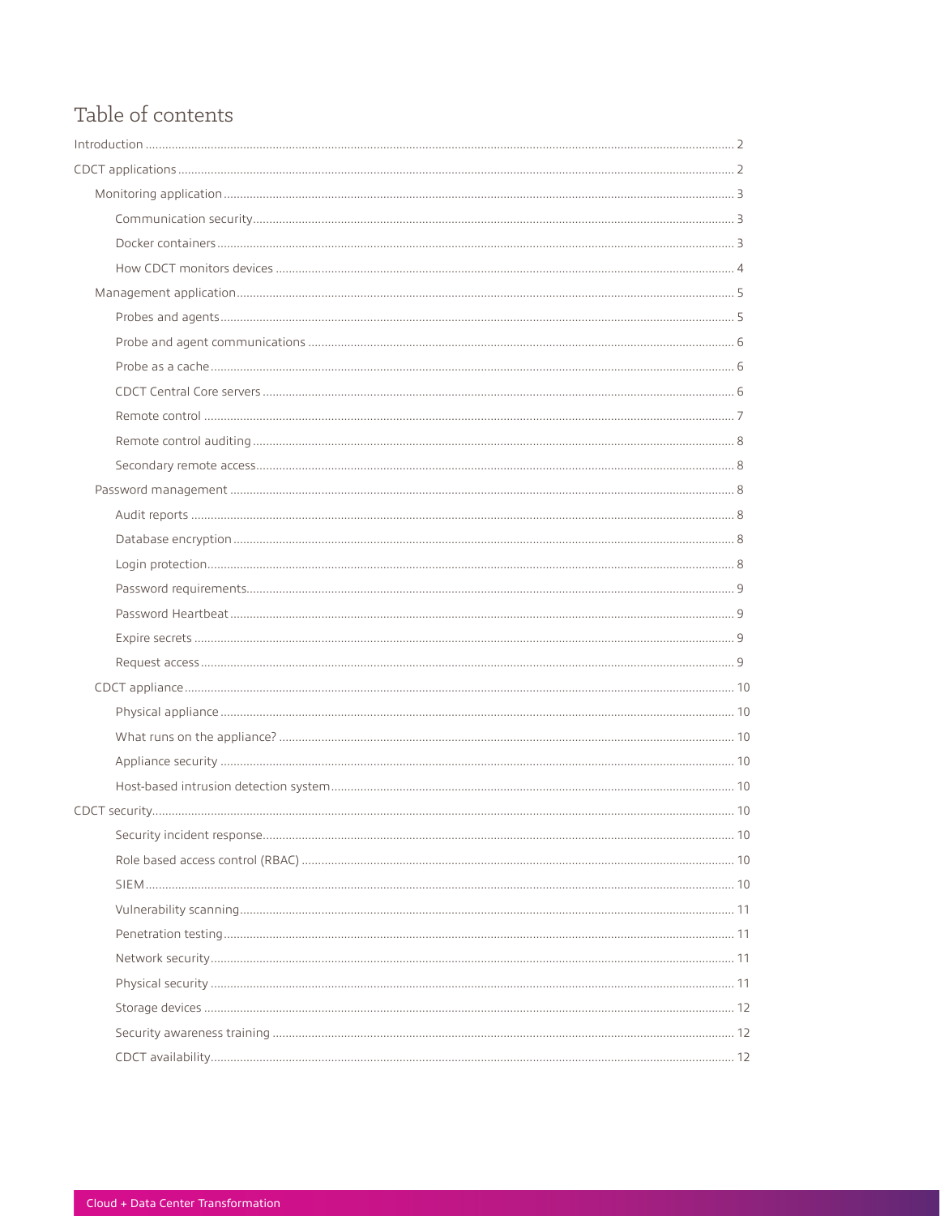# Table of contents

- Introduction ........ 2
- CDCT applications ........ 2
  - Monitoring application ........ 3
    - Communication security ........ 3
    - Docker containers ........ 3
    - How CDCT monitors devices ........ 4
  - Management application ........ 5
    - Probes and agents ........ 5
    - Probe and agent communications ........ 6
    - Probe as a cache ........ 6
    - CDCT Central Core servers ........ 6
    - Remote control ........ 7
    - Remote control auditing ........ 8
    - Secondary remote access ........ 8
  - Password management ........ 8
    - Audit reports ........ 8
    - Database encryption ........ 8
    - Login protection ........ 8
    - Password requirements ........ 9
    - Password Heartbeat ........ 9
    - Expire secrets ........ 9
    - Request access ........ 9
  - CDCT appliance ........ 10
    - Physical appliance ........ 10
    - What runs on the appliance? ........ 10
    - Appliance security ........ 10
    - Host-based intrusion detection system ........ 10
- CDCT security ........ 10
    - Security incident response ........ 10
    - Role based access control (RBAC) ........ 10
    - SIEM ........ 10
    - Vulnerability scanning ........ 11
    - Penetration testing ........ 11
    - Network security ........ 11
    - Physical security ........ 11
    - Storage devices ........ 12
    - Security awareness training ........ 12
    - CDCT availability ........ 12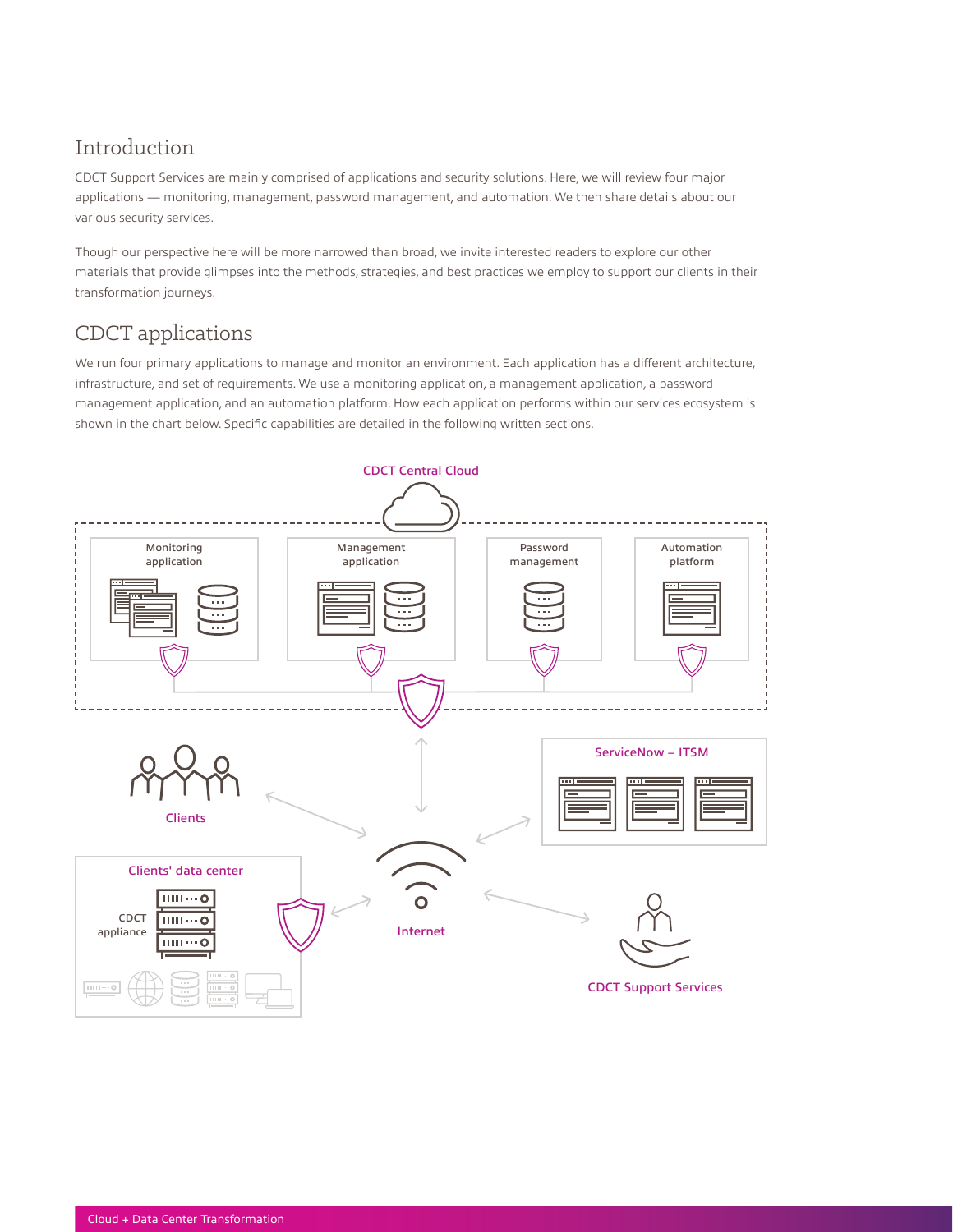## Introduction

CDCT Support Services are mainly comprised of applications and security solutions. Here, we will review four major applications — monitoring, management, password management, and automation. We then share details about our various security services.

Though our perspective here will be more narrowed than broad, we invite interested readers to explore our other materials that provide glimpses into the methods, strategies, and best practices we employ to support our clients in their transformation journeys.

## CDCT applications

We run four primary applications to manage and monitor an environment. Each application has a different architecture, infrastructure, and set of requirements. We use a monitoring application, a management application, a password management application, and an automation platform. How each application performs within our services ecosystem is shown in the chart below. Specific capabilities are detailed in the following written sections.

CDCT Central Cloud

Monitoring application

Management application

Password management

Automation platform

Clients

ServiceNow – ITSM

Clients' data center

CDCT appliance

Internet

CDCT Support Services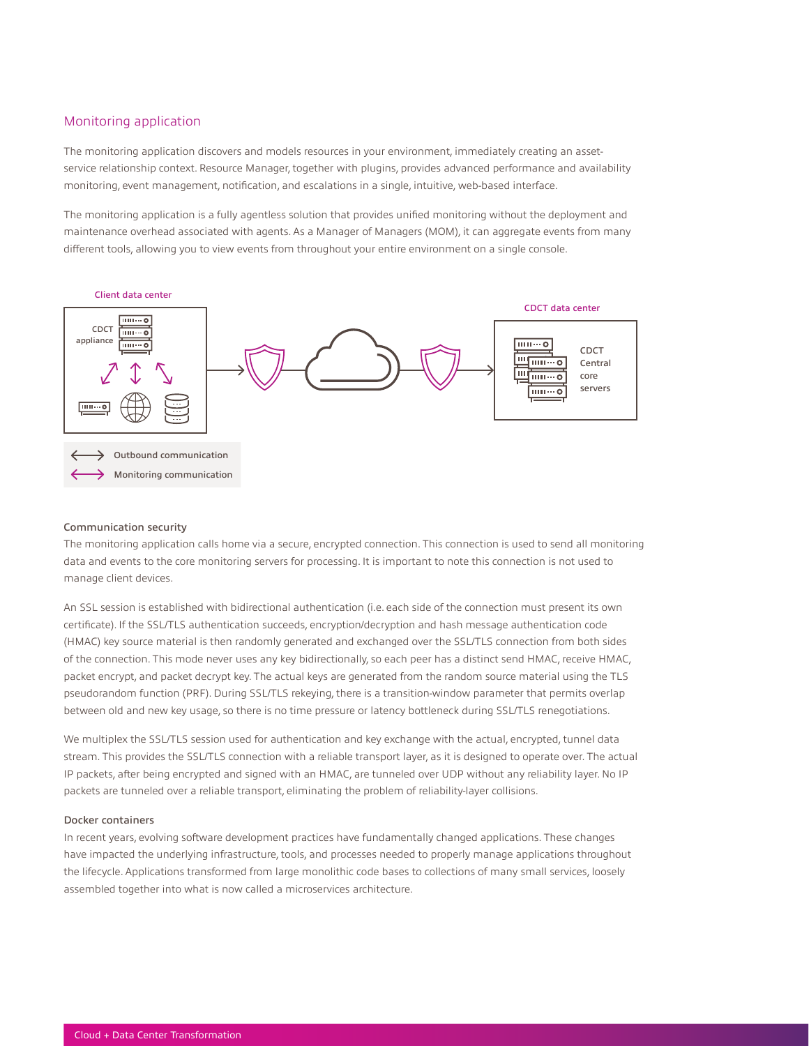## Monitoring application

The monitoring application discovers and models resources in your environment, immediately creating an asset-service relationship context. Resource Manager, together with plugins, provides advanced performance and availability monitoring, event management, notification, and escalations in a single, intuitive, web-based interface.

The monitoring application is a fully agentless solution that provides unified monitoring without the deployment and maintenance overhead associated with agents. As a Manager of Managers (MOM), it can aggregate events from many different tools, allowing you to view events from throughout your entire environment on a single console.

Client data center

CDCT appliance

CDCT data center

CDCT Central core servers

Outbound communication

Monitoring communication

### Communication security

The monitoring application calls home via a secure, encrypted connection. This connection is used to send all monitoring data and events to the core monitoring servers for processing. It is important to note this connection is not used to manage client devices.

An SSL session is established with bidirectional authentication (i.e. each side of the connection must present its own certificate). If the SSL/TLS authentication succeeds, encryption/decryption and hash message authentication code (HMAC) key source material is then randomly generated and exchanged over the SSL/TLS connection from both sides of the connection. This mode never uses any key bidirectionally, so each peer has a distinct send HMAC, receive HMAC, packet encrypt, and packet decrypt key. The actual keys are generated from the random source material using the TLS pseudorandom function (PRF). During SSL/TLS rekeying, there is a transition-window parameter that permits overlap between old and new key usage, so there is no time pressure or latency bottleneck during SSL/TLS renegotiations.

We multiplex the SSL/TLS session used for authentication and key exchange with the actual, encrypted, tunnel data stream. This provides the SSL/TLS connection with a reliable transport layer, as it is designed to operate over. The actual IP packets, after being encrypted and signed with an HMAC, are tunneled over UDP without any reliability layer. No IP packets are tunneled over a reliable transport, eliminating the problem of reliability-layer collisions.

### Docker containers

In recent years, evolving software development practices have fundamentally changed applications. These changes have impacted the underlying infrastructure, tools, and processes needed to properly manage applications throughout the lifecycle. Applications transformed from large monolithic code bases to collections of many small services, loosely assembled together into what is now called a microservices architecture.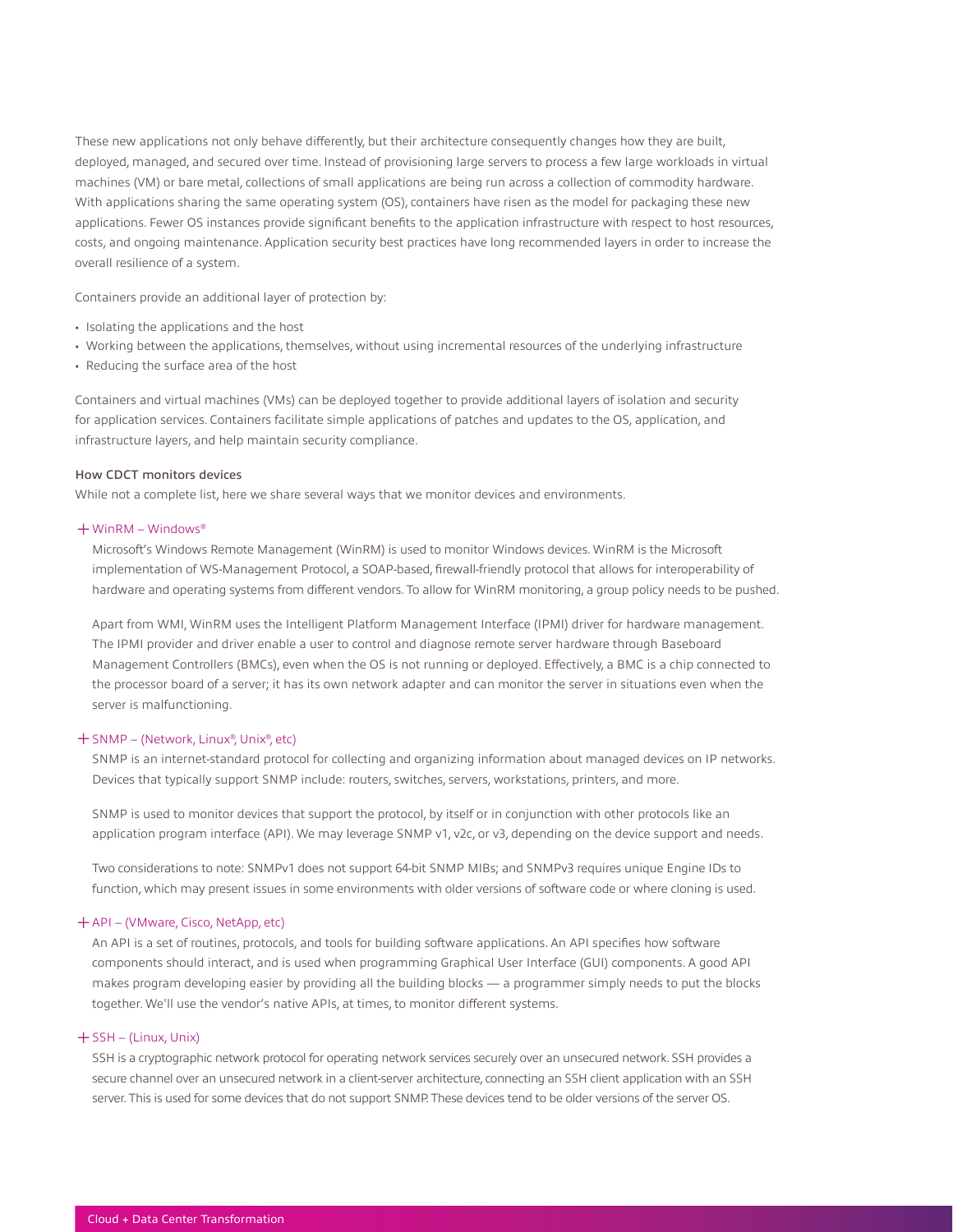These new applications not only behave differently, but their architecture consequently changes how they are built, deployed, managed, and secured over time. Instead of provisioning large servers to process a few large workloads in virtual machines (VM) or bare metal, collections of small applications are being run across a collection of commodity hardware. With applications sharing the same operating system (OS), containers have risen as the model for packaging these new applications. Fewer OS instances provide significant benefits to the application infrastructure with respect to host resources, costs, and ongoing maintenance. Application security best practices have long recommended layers in order to increase the overall resilience of a system.

Containers provide an additional layer of protection by:

- Isolating the applications and the host
- Working between the applications, themselves, without using incremental resources of the underlying infrastructure
- Reducing the surface area of the host

Containers and virtual machines (VMs) can be deployed together to provide additional layers of isolation and security for application services. Containers facilitate simple applications of patches and updates to the OS, application, and infrastructure layers, and help maintain security compliance.

### How CDCT monitors devices

While not a complete list, here we share several ways that we monitor devices and environments.

#### + WinRM – Windows®

Microsoft's Windows Remote Management (WinRM) is used to monitor Windows devices. WinRM is the Microsoft implementation of WS-Management Protocol, a SOAP-based, firewall-friendly protocol that allows for interoperability of hardware and operating systems from different vendors. To allow for WinRM monitoring, a group policy needs to be pushed.

Apart from WMI, WinRM uses the Intelligent Platform Management Interface (IPMI) driver for hardware management. The IPMI provider and driver enable a user to control and diagnose remote server hardware through Baseboard Management Controllers (BMCs), even when the OS is not running or deployed. Effectively, a BMC is a chip connected to the processor board of a server; it has its own network adapter and can monitor the server in situations even when the server is malfunctioning.

#### + SNMP – (Network, Linux®, Unix®, etc)

SNMP is an internet-standard protocol for collecting and organizing information about managed devices on IP networks. Devices that typically support SNMP include: routers, switches, servers, workstations, printers, and more.

SNMP is used to monitor devices that support the protocol, by itself or in conjunction with other protocols like an application program interface (API). We may leverage SNMP v1, v2c, or v3, depending on the device support and needs.

Two considerations to note: SNMPv1 does not support 64-bit SNMP MIBs; and SNMPv3 requires unique Engine IDs to function, which may present issues in some environments with older versions of software code or where cloning is used.

#### + API – (VMware, Cisco, NetApp, etc)

An API is a set of routines, protocols, and tools for building software applications. An API specifies how software components should interact, and is used when programming Graphical User Interface (GUI) components. A good API makes program developing easier by providing all the building blocks — a programmer simply needs to put the blocks together. We'll use the vendor's native APIs, at times, to monitor different systems.

#### + SSH – (Linux, Unix)

SSH is a cryptographic network protocol for operating network services securely over an unsecured network. SSH provides a secure channel over an unsecured network in a client-server architecture, connecting an SSH client application with an SSH server. This is used for some devices that do not support SNMP. These devices tend to be older versions of the server OS.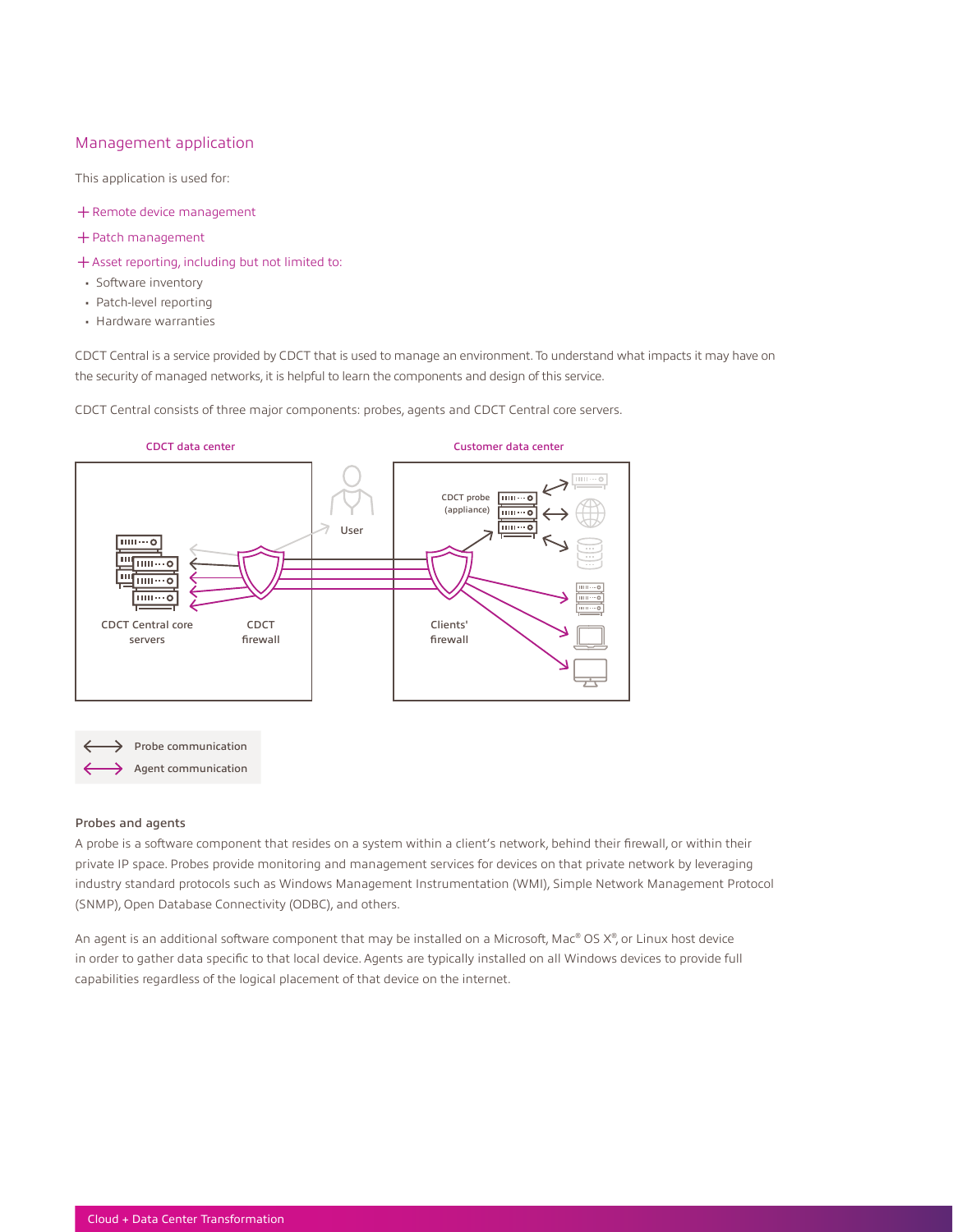## Management application

This application is used for:

+ Remote device management
+ Patch management
+ Asset reporting, including but not limited to:
  - Software inventory
  - Patch-level reporting
  - Hardware warranties

CDCT Central is a service provided by CDCT that is used to manage an environment. To understand what impacts it may have on the security of managed networks, it is helpful to learn the components and design of this service.

CDCT Central consists of three major components: probes, agents and CDCT Central core servers.

CDCT data center

Customer data center

CDCT probe (appliance)

User

CDCT Central core servers

CDCT firewall

Clients' firewall

Probe communication

Agent communication

### Probes and agents

A probe is a software component that resides on a system within a client's network, behind their firewall, or within their private IP space. Probes provide monitoring and management services for devices on that private network by leveraging industry standard protocols such as Windows Management Instrumentation (WMI), Simple Network Management Protocol (SNMP), Open Database Connectivity (ODBC), and others.

An agent is an additional software component that may be installed on a Microsoft, Mac® OS X®, or Linux host device in order to gather data specific to that local device. Agents are typically installed on all Windows devices to provide full capabilities regardless of the logical placement of that device on the internet.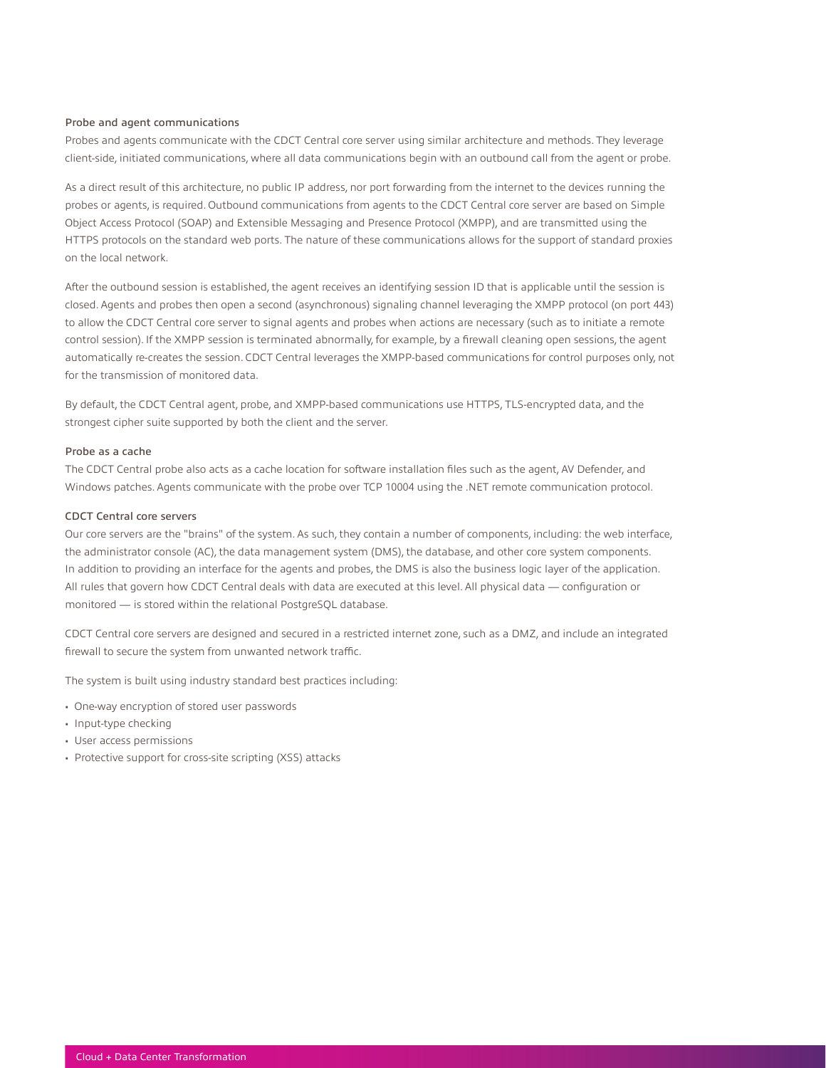### Probe and agent communications

Probes and agents communicate with the CDCT Central core server using similar architecture and methods. They leverage client-side, initiated communications, where all data communications begin with an outbound call from the agent or probe.

As a direct result of this architecture, no public IP address, nor port forwarding from the internet to the devices running the probes or agents, is required. Outbound communications from agents to the CDCT Central core server are based on Simple Object Access Protocol (SOAP) and Extensible Messaging and Presence Protocol (XMPP), and are transmitted using the HTTPS protocols on the standard web ports. The nature of these communications allows for the support of standard proxies on the local network.

After the outbound session is established, the agent receives an identifying session ID that is applicable until the session is closed. Agents and probes then open a second (asynchronous) signaling channel leveraging the XMPP protocol (on port 443) to allow the CDCT Central core server to signal agents and probes when actions are necessary (such as to initiate a remote control session). If the XMPP session is terminated abnormally, for example, by a firewall cleaning open sessions, the agent automatically re-creates the session. CDCT Central leverages the XMPP-based communications for control purposes only, not for the transmission of monitored data.

By default, the CDCT Central agent, probe, and XMPP-based communications use HTTPS, TLS-encrypted data, and the strongest cipher suite supported by both the client and the server.

### Probe as a cache

The CDCT Central probe also acts as a cache location for software installation files such as the agent, AV Defender, and Windows patches. Agents communicate with the probe over TCP 10004 using the .NET remote communication protocol.

### CDCT Central core servers

Our core servers are the "brains" of the system. As such, they contain a number of components, including: the web interface, the administrator console (AC), the data management system (DMS), the database, and other core system components. In addition to providing an interface for the agents and probes, the DMS is also the business logic layer of the application. All rules that govern how CDCT Central deals with data are executed at this level. All physical data — configuration or monitored — is stored within the relational PostgreSQL database.

CDCT Central core servers are designed and secured in a restricted internet zone, such as a DMZ, and include an integrated firewall to secure the system from unwanted network traffic.

The system is built using industry standard best practices including:

- One-way encryption of stored user passwords
- Input-type checking
- User access permissions
- Protective support for cross-site scripting (XSS) attacks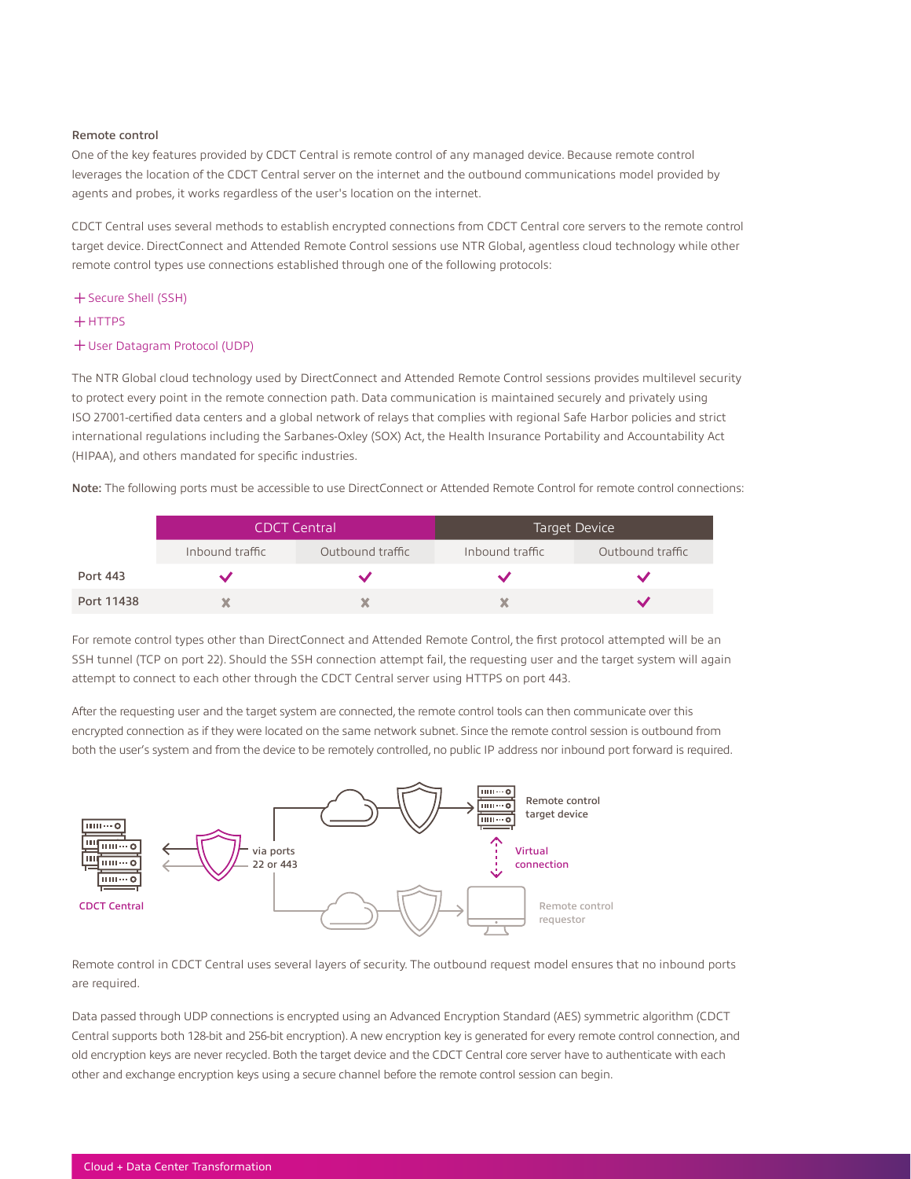### Remote control

One of the key features provided by CDCT Central is remote control of any managed device. Because remote control leverages the location of the CDCT Central server on the internet and the outbound communications model provided by agents and probes, it works regardless of the user's location on the internet.

CDCT Central uses several methods to establish encrypted connections from CDCT Central core servers to the remote control target device. DirectConnect and Attended Remote Control sessions use NTR Global, agentless cloud technology while other remote control types use connections established through one of the following protocols:

- Secure Shell (SSH)
- HTTPS
- User Datagram Protocol (UDP)

The NTR Global cloud technology used by DirectConnect and Attended Remote Control sessions provides multilevel security to protect every point in the remote connection path. Data communication is maintained securely and privately using ISO 27001-certified data centers and a global network of relays that complies with regional Safe Harbor policies and strict international regulations including the Sarbanes-Oxley (SOX) Act, the Health Insurance Portability and Accountability Act (HIPAA), and others mandated for specific industries.

**Note:** The following ports must be accessible to use DirectConnect or Attended Remote Control for remote control connections:

| | CDCT Central | | Target Device | |
|---|---|---|---|---|
| | Inbound traffic | Outbound traffic | Inbound traffic | Outbound traffic |
| Port 443 | ✓ | ✓ | ✓ | ✓ |
| Port 11438 | ✗ | ✗ | ✗ | ✓ |

For remote control types other than DirectConnect and Attended Remote Control, the first protocol attempted will be an SSH tunnel (TCP on port 22). Should the SSH connection attempt fail, the requesting user and the target system will again attempt to connect to each other through the CDCT Central server using HTTPS on port 443.

After the requesting user and the target system are connected, the remote control tools can then communicate over this encrypted connection as if they were located on the same network subnet. Since the remote control session is outbound from both the user's system and from the device to be remotely controlled, no public IP address nor inbound port forward is required.

CDCT Central — via ports 22 or 443 — Remote control target device — Virtual connection — Remote control requestor

Remote control in CDCT Central uses several layers of security. The outbound request model ensures that no inbound ports are required.

Data passed through UDP connections is encrypted using an Advanced Encryption Standard (AES) symmetric algorithm (CDCT Central supports both 128-bit and 256-bit encryption). A new encryption key is generated for every remote control connection, and old encryption keys are never recycled. Both the target device and the CDCT Central core server have to authenticate with each other and exchange encryption keys using a secure channel before the remote control session can begin.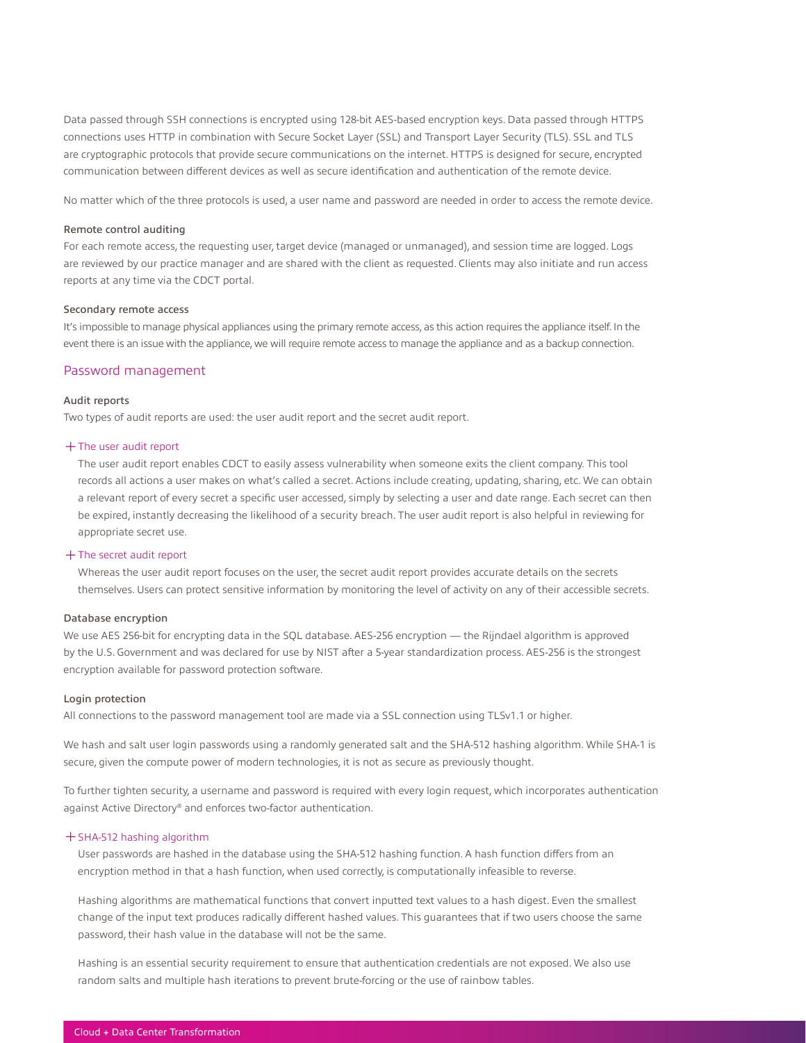Data passed through SSH connections is encrypted using 128-bit AES-based encryption keys. Data passed through HTTPS connections uses HTTP in combination with Secure Socket Layer (SSL) and Transport Layer Security (TLS). SSL and TLS are cryptographic protocols that provide secure communications on the internet. HTTPS is designed for secure, encrypted communication between different devices as well as secure identification and authentication of the remote device.

No matter which of the three protocols is used, a user name and password are needed in order to access the remote device.

#### Remote control auditing

For each remote access, the requesting user, target device (managed or unmanaged), and session time are logged. Logs are reviewed by our practice manager and are shared with the client as requested. Clients may also initiate and run access reports at any time via the CDCT portal.

#### Secondary remote access

It's impossible to manage physical appliances using the primary remote access, as this action requires the appliance itself. In the event there is an issue with the appliance, we will require remote access to manage the appliance and as a backup connection.

## Password management

#### Audit reports

Two types of audit reports are used: the user audit report and the secret audit report.

+ The user audit report

The user audit report enables CDCT to easily assess vulnerability when someone exits the client company. This tool records all actions a user makes on what's called a secret. Actions include creating, updating, sharing, etc. We can obtain a relevant report of every secret a specific user accessed, simply by selecting a user and date range. Each secret can then be expired, instantly decreasing the likelihood of a security breach. The user audit report is also helpful in reviewing for appropriate secret use.

+ The secret audit report

Whereas the user audit report focuses on the user, the secret audit report provides accurate details on the secrets themselves. Users can protect sensitive information by monitoring the level of activity on any of their accessible secrets.

#### Database encryption

We use AES 256-bit for encrypting data in the SQL database. AES-256 encryption — the Rijndael algorithm is approved by the U.S. Government and was declared for use by NIST after a 5-year standardization process. AES-256 is the strongest encryption available for password protection software.

#### Login protection

All connections to the password management tool are made via a SSL connection using TLSv1.1 or higher.

We hash and salt user login passwords using a randomly generated salt and the SHA-512 hashing algorithm. While SHA-1 is secure, given the compute power of modern technologies, it is not as secure as previously thought.

To further tighten security, a username and password is required with every login request, which incorporates authentication against Active Directory® and enforces two-factor authentication.

+ SHA-512 hashing algorithm

User passwords are hashed in the database using the SHA-512 hashing function. A hash function differs from an encryption method in that a hash function, when used correctly, is computationally infeasible to reverse.

Hashing algorithms are mathematical functions that convert inputted text values to a hash digest. Even the smallest change of the input text produces radically different hashed values. This guarantees that if two users choose the same password, their hash value in the database will not be the same.

Hashing is an essential security requirement to ensure that authentication credentials are not exposed. We also use random salts and multiple hash iterations to prevent brute-forcing or the use of rainbow tables.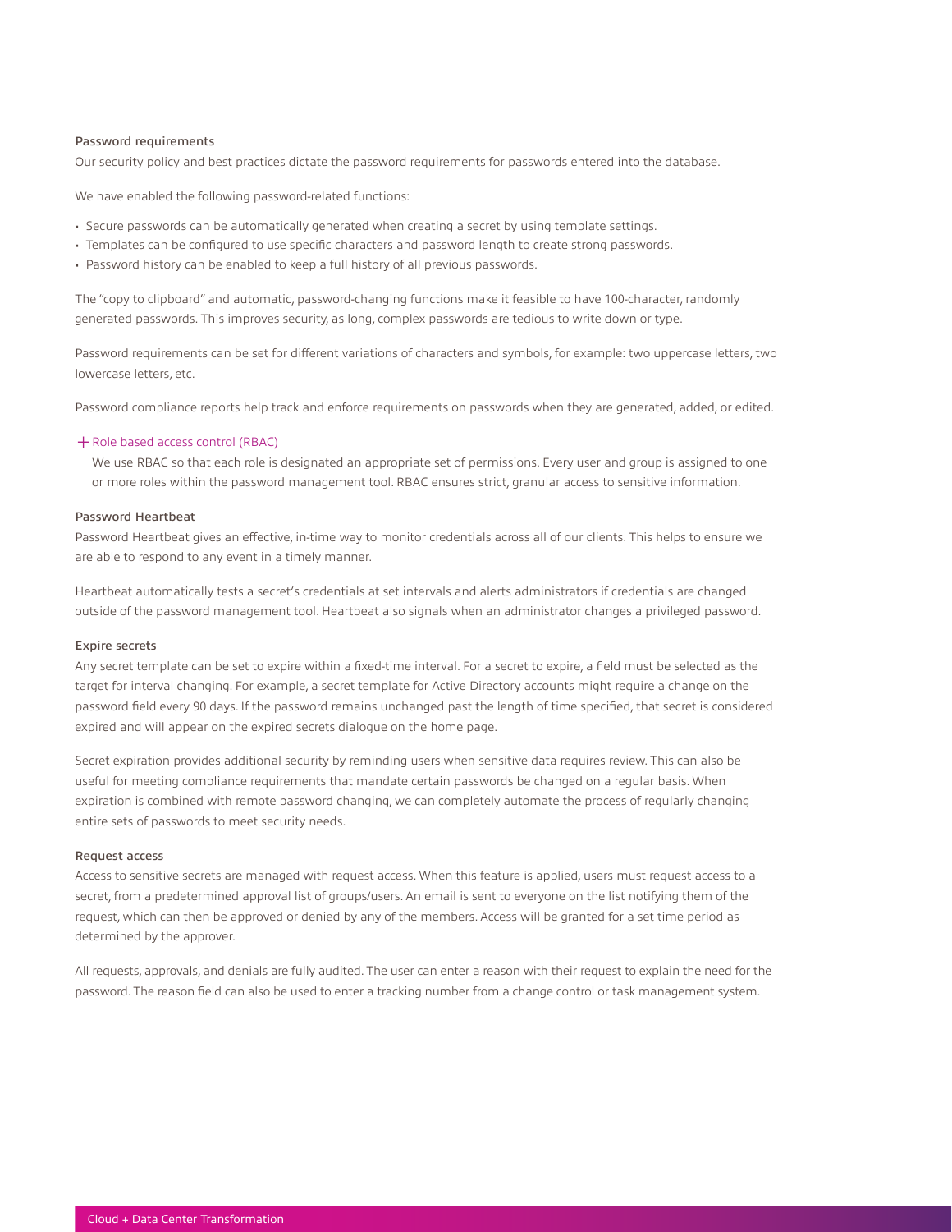### Password requirements

Our security policy and best practices dictate the password requirements for passwords entered into the database.

We have enabled the following password-related functions:

- Secure passwords can be automatically generated when creating a secret by using template settings.
- Templates can be configured to use specific characters and password length to create strong passwords.
- Password history can be enabled to keep a full history of all previous passwords.

The "copy to clipboard" and automatic, password-changing functions make it feasible to have 100-character, randomly generated passwords. This improves security, as long, complex passwords are tedious to write down or type.

Password requirements can be set for different variations of characters and symbols, for example: two uppercase letters, two lowercase letters, etc.

Password compliance reports help track and enforce requirements on passwords when they are generated, added, or edited.

+ Role based access control (RBAC)

We use RBAC so that each role is designated an appropriate set of permissions. Every user and group is assigned to one or more roles within the password management tool. RBAC ensures strict, granular access to sensitive information.

### Password Heartbeat

Password Heartbeat gives an effective, in-time way to monitor credentials across all of our clients. This helps to ensure we are able to respond to any event in a timely manner.

Heartbeat automatically tests a secret's credentials at set intervals and alerts administrators if credentials are changed outside of the password management tool. Heartbeat also signals when an administrator changes a privileged password.

### Expire secrets

Any secret template can be set to expire within a fixed-time interval. For a secret to expire, a field must be selected as the target for interval changing. For example, a secret template for Active Directory accounts might require a change on the password field every 90 days. If the password remains unchanged past the length of time specified, that secret is considered expired and will appear on the expired secrets dialogue on the home page.

Secret expiration provides additional security by reminding users when sensitive data requires review. This can also be useful for meeting compliance requirements that mandate certain passwords be changed on a regular basis. When expiration is combined with remote password changing, we can completely automate the process of regularly changing entire sets of passwords to meet security needs.

### Request access

Access to sensitive secrets are managed with request access. When this feature is applied, users must request access to a secret, from a predetermined approval list of groups/users. An email is sent to everyone on the list notifying them of the request, which can then be approved or denied by any of the members. Access will be granted for a set time period as determined by the approver.

All requests, approvals, and denials are fully audited. The user can enter a reason with their request to explain the need for the password. The reason field can also be used to enter a tracking number from a change control or task management system.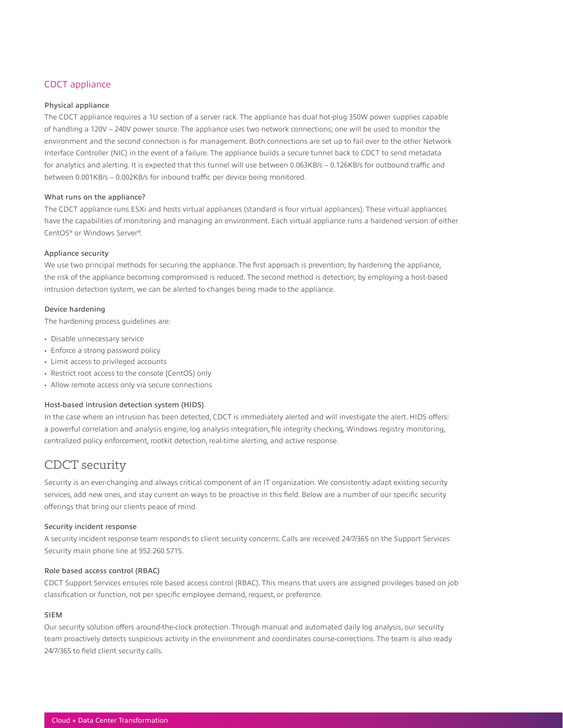## CDCT appliance

### Physical appliance

The CDCT appliance requires a 1U section of a server rack. The appliance has dual hot-plug 350W power supplies capable of handling a 120V – 240V power source. The appliance uses two network connections; one will be used to monitor the environment and the second connection is for management. Both connections are set up to fail over to the other Network Interface Controller (NIC) in the event of a failure. The appliance builds a secure tunnel back to CDCT to send metadata for analytics and alerting. It is expected that this tunnel will use between 0.063KB/s – 0.126KB/s for outbound traffic and between 0.001KB/s – 0.002KB/s for inbound traffic per device being monitored.

### What runs on the appliance?

The CDCT appliance runs ESXi and hosts virtual appliances (standard is four virtual appliances). These virtual appliances have the capabilities of monitoring and managing an environment. Each virtual appliance runs a hardened version of either CentOS® or Windows Server®.

### Appliance security

We use two principal methods for securing the appliance. The first approach is prevention; by hardening the appliance, the risk of the appliance becoming compromised is reduced. The second method is detection; by employing a host-based intrusion detection system, we can be alerted to changes being made to the appliance.

### Device hardening

The hardening process guidelines are:

- Disable unnecessary service
- Enforce a strong password policy
- Limit access to privileged accounts
- Restrict root access to the console (CentOS) only
- Allow remote access only via secure connections

### Host-based intrusion detection system (HIDS)

In the case where an intrusion has been detected, CDCT is immediately alerted and will investigate the alert. HIDS offers: a powerful correlation and analysis engine, log analysis integration, file integrity checking, Windows registry monitoring, centralized policy enforcement, rootkit detection, real-time alerting, and active response.

# CDCT security

Security is an ever-changing and always critical component of an IT organization. We consistently adapt existing security services, add new ones, and stay current on ways to be proactive in this field. Below are a number of our specific security offerings that bring our clients peace of mind.

### Security incident response

A security incident response team responds to client security concerns. Calls are received 24/7/365 on the Support Services Security main phone line at 952.260.5715.

### Role based access control (RBAC)

CDCT Support Services ensures role based access control (RBAC). This means that users are assigned privileges based on job classification or function, not per specific employee demand, request, or preference.

### SIEM

Our security solution offers around-the-clock protection. Through manual and automated daily log analysis, our security team proactively detects suspicious activity in the environment and coordinates course-corrections. The team is also ready 24/7/365 to field client security calls.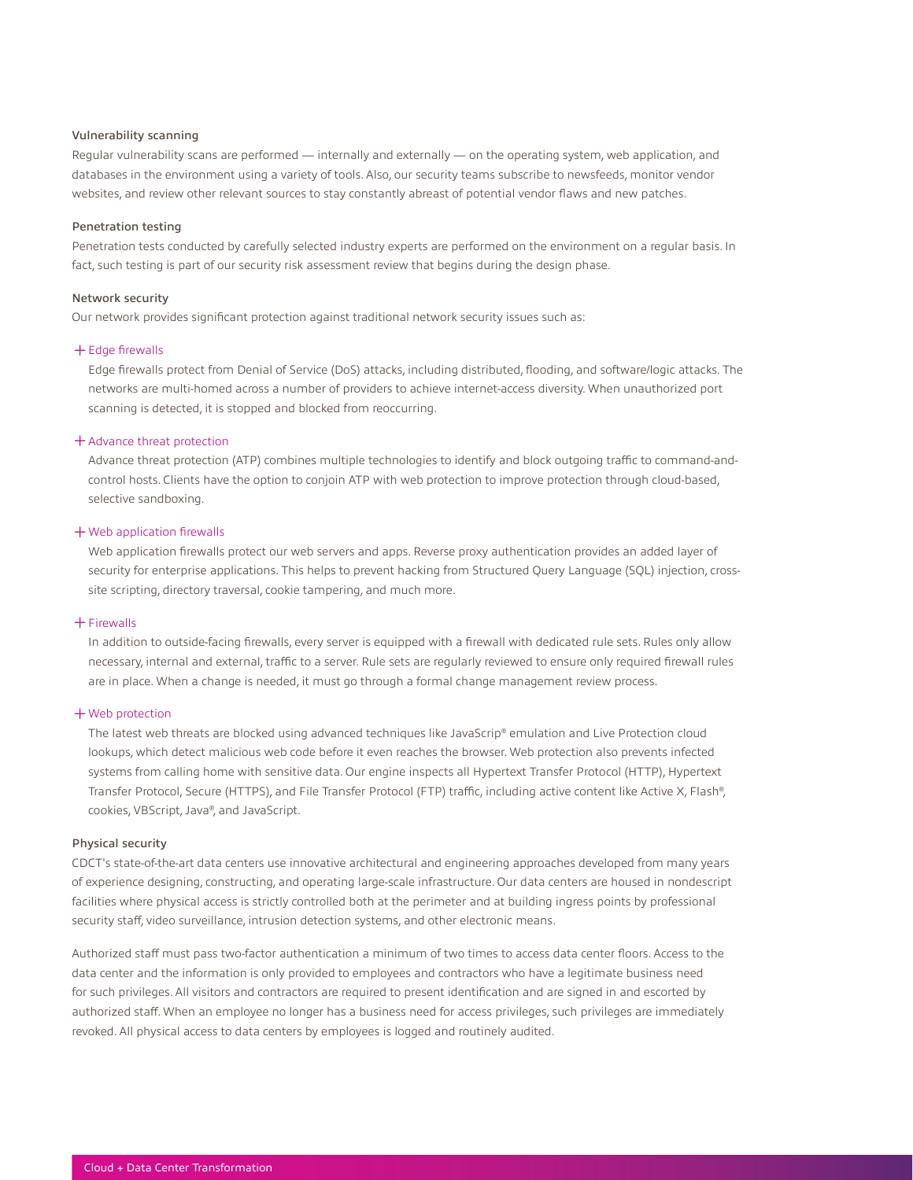### Vulnerability scanning

Regular vulnerability scans are performed — internally and externally — on the operating system, web application, and databases in the environment using a variety of tools. Also, our security teams subscribe to newsfeeds, monitor vendor websites, and review other relevant sources to stay constantly abreast of potential vendor flaws and new patches.

### Penetration testing

Penetration tests conducted by carefully selected industry experts are performed on the environment on a regular basis. In fact, such testing is part of our security risk assessment review that begins during the design phase.

### Network security

Our network provides significant protection against traditional network security issues such as:

+ **Edge firewalls**

  Edge firewalls protect from Denial of Service (DoS) attacks, including distributed, flooding, and software/logic attacks. The networks are multi-homed across a number of providers to achieve internet-access diversity. When unauthorized port scanning is detected, it is stopped and blocked from reoccurring.

+ **Advance threat protection**

  Advance threat protection (ATP) combines multiple technologies to identify and block outgoing traffic to command-and-control hosts. Clients have the option to conjoin ATP with web protection to improve protection through cloud-based, selective sandboxing.

+ **Web application firewalls**

  Web application firewalls protect our web servers and apps. Reverse proxy authentication provides an added layer of security for enterprise applications. This helps to prevent hacking from Structured Query Language (SQL) injection, cross-site scripting, directory traversal, cookie tampering, and much more.

+ **Firewalls**

  In addition to outside-facing firewalls, every server is equipped with a firewall with dedicated rule sets. Rules only allow necessary, internal and external, traffic to a server. Rule sets are regularly reviewed to ensure only required firewall rules are in place. When a change is needed, it must go through a formal change management review process.

+ **Web protection**

  The latest web threats are blocked using advanced techniques like JavaScrip® emulation and Live Protection cloud lookups, which detect malicious web code before it even reaches the browser. Web protection also prevents infected systems from calling home with sensitive data. Our engine inspects all Hypertext Transfer Protocol (HTTP), Hypertext Transfer Protocol, Secure (HTTPS), and File Transfer Protocol (FTP) traffic, including active content like Active X, Flash®, cookies, VBScript, Java®, and JavaScript.

### Physical security

CDCT's state-of-the-art data centers use innovative architectural and engineering approaches developed from many years of experience designing, constructing, and operating large-scale infrastructure. Our data centers are housed in nondescript facilities where physical access is strictly controlled both at the perimeter and at building ingress points by professional security staff, video surveillance, intrusion detection systems, and other electronic means.

Authorized staff must pass two-factor authentication a minimum of two times to access data center floors. Access to the data center and the information is only provided to employees and contractors who have a legitimate business need for such privileges. All visitors and contractors are required to present identification and are signed in and escorted by authorized staff. When an employee no longer has a business need for access privileges, such privileges are immediately revoked. All physical access to data centers by employees is logged and routinely audited.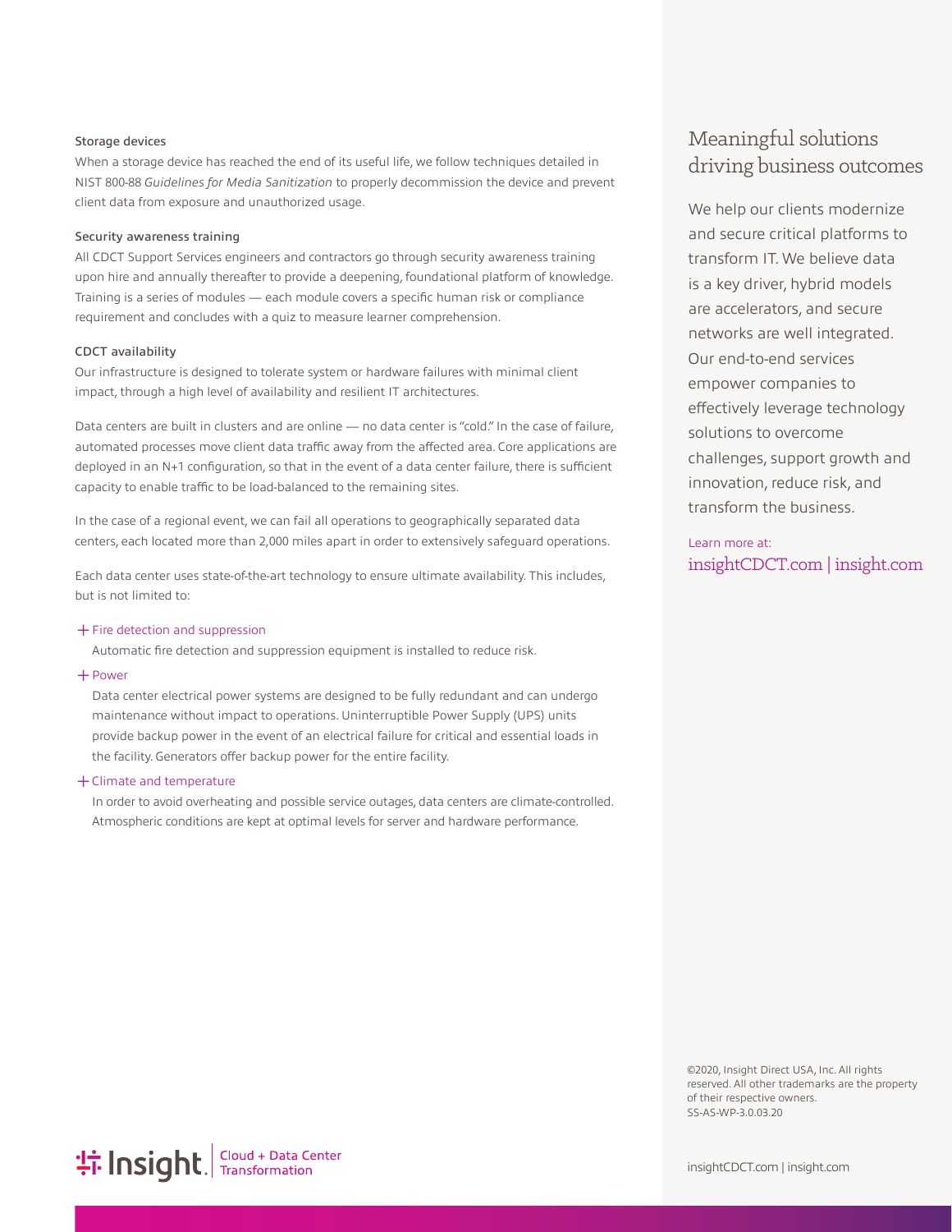### Storage devices

When a storage device has reached the end of its useful life, we follow techniques detailed in NIST 800-88 *Guidelines for Media Sanitization* to properly decommission the device and prevent client data from exposure and unauthorized usage.

### Security awareness training

All CDCT Support Services engineers and contractors go through security awareness training upon hire and annually thereafter to provide a deepening, foundational platform of knowledge. Training is a series of modules — each module covers a specific human risk or compliance requirement and concludes with a quiz to measure learner comprehension.

### CDCT availability

Our infrastructure is designed to tolerate system or hardware failures with minimal client impact, through a high level of availability and resilient IT architectures.

Data centers are built in clusters and are online — no data center is "cold." In the case of failure, automated processes move client data traffic away from the affected area. Core applications are deployed in an N+1 configuration, so that in the event of a data center failure, there is sufficient capacity to enable traffic to be load-balanced to the remaining sites.

In the case of a regional event, we can fail all operations to geographically separated data centers, each located more than 2,000 miles apart in order to extensively safeguard operations.

Each data center uses state-of-the-art technology to ensure ultimate availability. This includes, but is not limited to:

+ Fire detection and suppression

  Automatic fire detection and suppression equipment is installed to reduce risk.

+ Power

  Data center electrical power systems are designed to be fully redundant and can undergo maintenance without impact to operations. Uninterruptible Power Supply (UPS) units provide backup power in the event of an electrical failure for critical and essential loads in the facility. Generators offer backup power for the entire facility.

+ Climate and temperature

  In order to avoid overheating and possible service outages, data centers are climate-controlled. Atmospheric conditions are kept at optimal levels for server and hardware performance.

## Meaningful solutions driving business outcomes

We help our clients modernize and secure critical platforms to transform IT. We believe data is a key driver, hybrid models are accelerators, and secure networks are well integrated. Our end-to-end services empower companies to effectively leverage technology solutions to overcome challenges, support growth and innovation, reduce risk, and transform the business.

Learn more at:
insightCDCT.com | insight.com

©2020, Insight Direct USA, Inc. All rights reserved. All other trademarks are the property of their respective owners.
SS-AS-WP-3.0.03.20

Insight. Cloud + Data Center Transformation

insightCDCT.com | insight.com